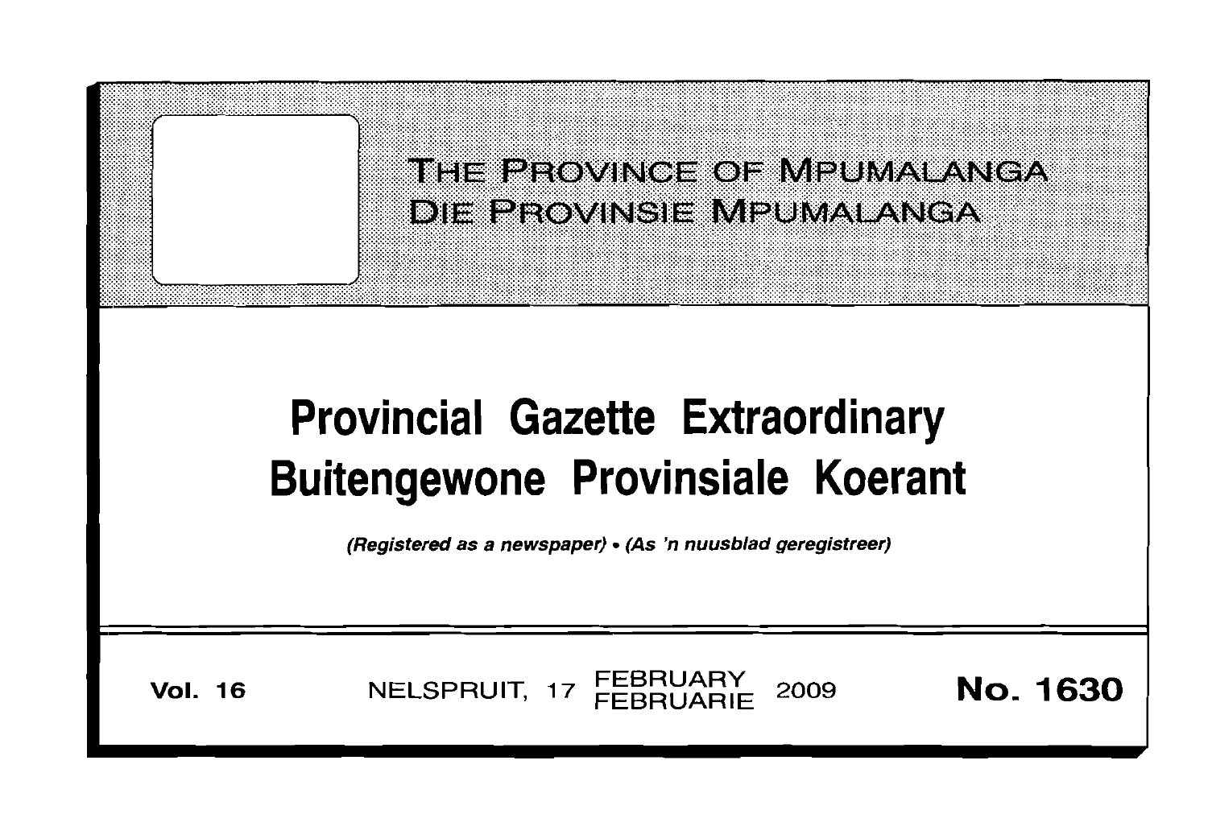THE PROVINCE OF MPUMALANGA

DIE PROVINSIE MPUMALANGA

# Provincial Gazette Extraordinary
# Buitengewone Provinsiale Koerant

*(Registered as a newspaper) • (As 'n nuusblad geregistreer)*

**Vol. 16** NELSPRUIT, 17 FEBRUARY / FEBRUARIE 2009 **No. 1630**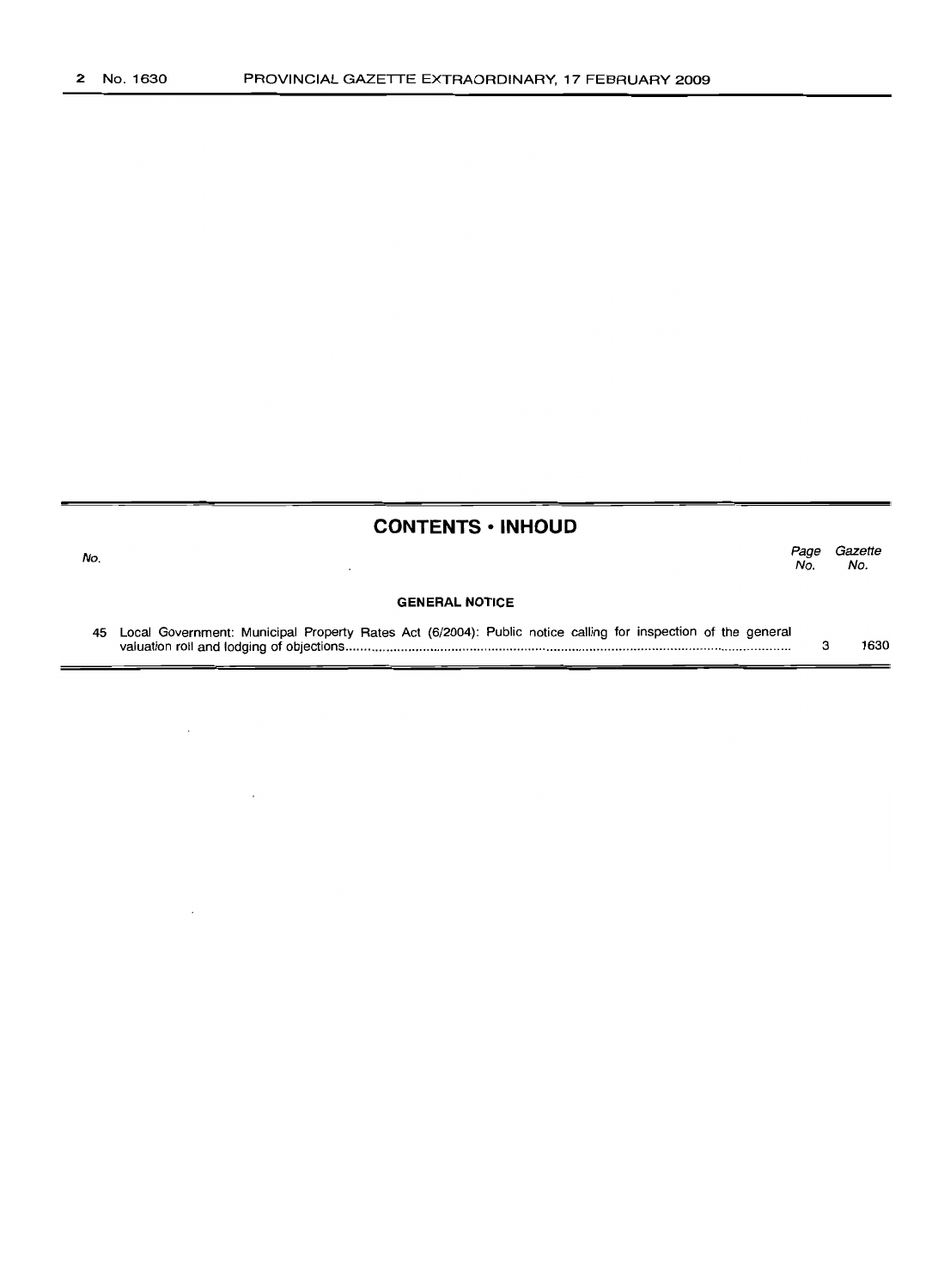## CONTENTS • INHOUD

| No. | | Page No. | Gazette No. |
|---|---|---|---|
| | **GENERAL NOTICE** | | |
| 45 | Local Government: Municipal Property Rates Act (6/2004): Public notice calling for inspection of the general valuation roll and lodging of objections | 3 | 1630 |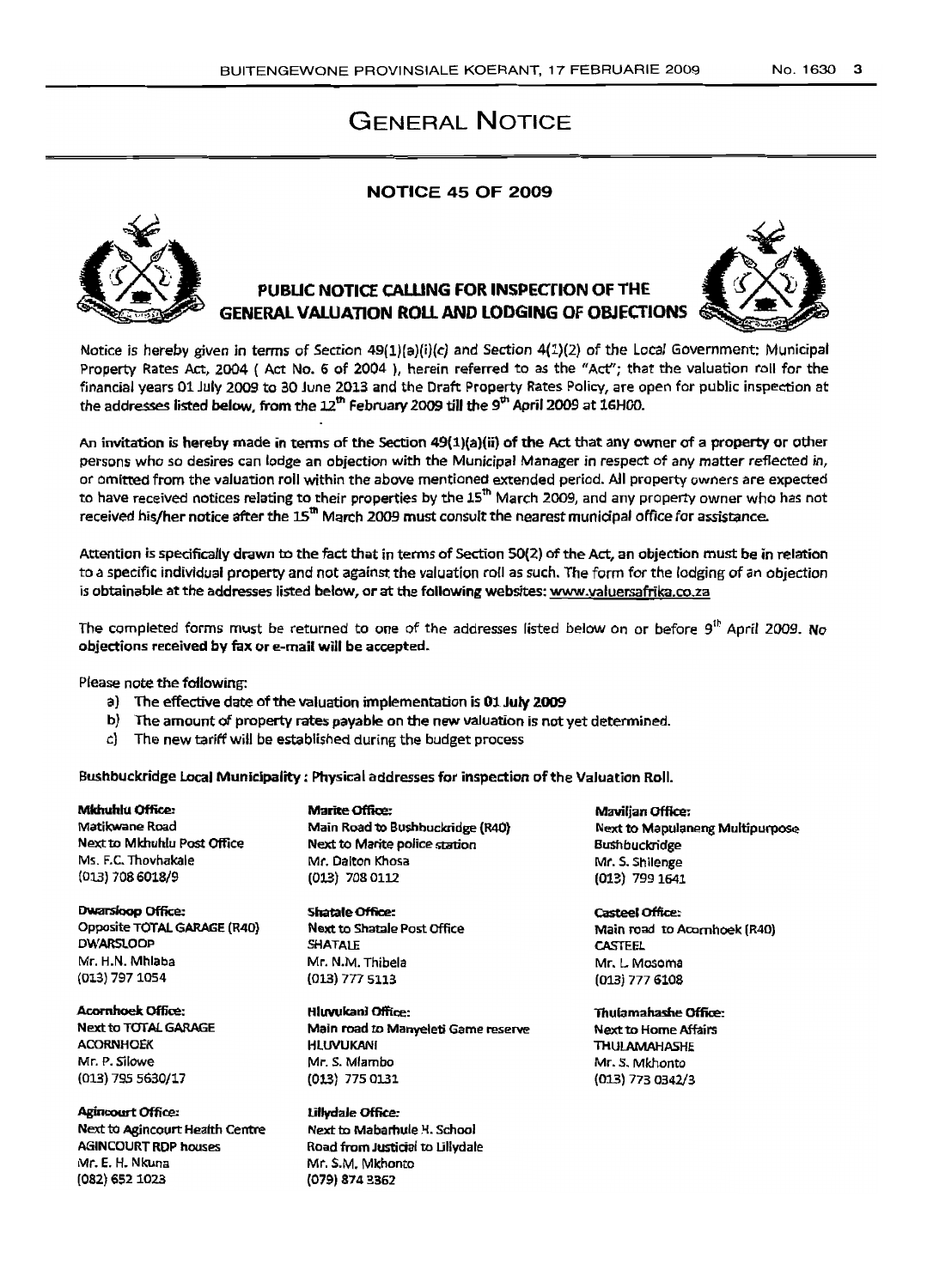# GENERAL NOTICE

## NOTICE 45 OF 2009

### PUBLIC NOTICE CALLING FOR INSPECTION OF THE GENERAL VALUATION ROLL AND LODGING OF OBJECTIONS

Notice is hereby given in terms of Section 49(1)(a)(i)(c) and Section 4(1)(2) of the Local Government: Municipal Property Rates Act, 2004 ( Act No. 6 of 2004 ), herein referred to as the "Act"; that the valuation roll for the financial years 01 July 2009 to 30 June 2013 and the Draft Property Rates Policy, are open for public inspection at the addresses listed below, from the 12th February 2009 till the 9th April 2009 at 16H00.

An invitation is hereby made in terms of the Section 49(1)(a)(ii) of the Act that any owner of a property or other persons who so desires can lodge an objection with the Municipal Manager in respect of any matter reflected in, or omitted from the valuation roll within the above mentioned extended period. All property owners are expected to have received notices relating to their properties by the 15th March 2009, and any property owner who has not received his/her notice after the 15th March 2009 must consult the nearest municipal office for assistance.

Attention is specifically drawn to the fact that in terms of Section 50(2) of the Act, an objection must be in relation to a specific individual property and not against the valuation roll as such. The form for the lodging of an objection is obtainable at the addresses listed below, or at the following websites: www.valuersafrika.co.za

The completed forms must be returned to one of the addresses listed below on or before 9th April 2009. **No objections received by fax or e-mail will be accepted.**

Please note the following:

a) The effective date of the valuation implementation is **01 July 2009**
b) The amount of property rates payable on the new valuation is not yet determined.
c) The new tariff will be established during the budget process

**Bushbuckridge Local Municipality : Physical addresses for inspection of the Valuation Roll.**

**Mkhuhlu Office:**
Matikwane Road
Next to Mkhuhlu Post Office
Ms. F.C. Thovhakale
(013) 708 6018/9

**Dwarsloop Office:**
Opposite TOTAL GARAGE (R40)
DWARSLOOP
Mr. H.N. Mhlaba
(013) 797 1054

**Acornhoek Office:**
Next to TOTAL GARAGE
ACORNHOEK
Mr. P. Silowe
(013) 795 5630/17

**Agincourt Office:**
Next to Agincourt Health Centre
AGINCOURT RDP houses
Mr. E. H. Nkuna
(082) 652 1023

**Marite Office:**
Main Road to Bushbuckridge (R40)
Next to Marite police station
Mr. Dalton Khosa
(013) 708 0112

**Shatale Office:**
Next to Shatale Post Office
SHATALE
Mr. N.M. Thibela
(013) 777 5113

**Hluvukani Office:**
Main road to Manyeleti Game reserve
HLUVUKANI
Mr. S. Mlambo
(013) 775 0131

**Lillydale Office:**
Next to Mabarhule H. School
Road from Justicial to Lillydale
Mr. S.M. Mkhonto
(079) 874 3362

**Maviljan Office:**
Next to Mapulaneng Multipurpose
Bushbuckridge
Mr. S. Shilenge
(013) 799 1641

**Casteel Office:**
Main road to Acornhoek (R40)
CASTEEL
Mr. L. Mosoma
(013) 777 6108

**Thulamahashe Office:**
Next to Home Affairs
THULAMAHASHE
Mr. S. Mkhonto
(013) 773 0342/3